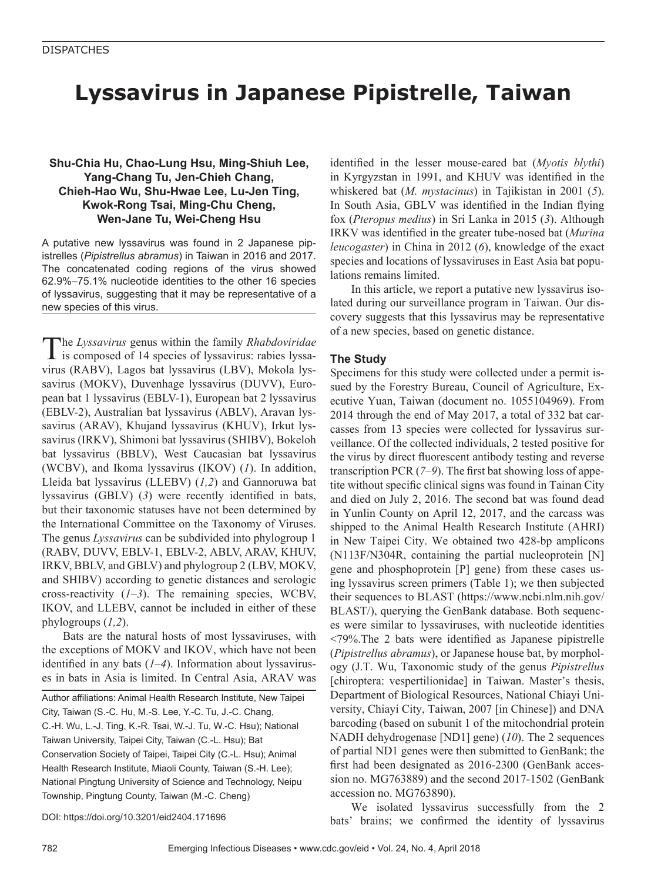# Lyssavirus in Japanese Pipistrelle, Taiwan

**Shu-Chia Hu, Chao-Lung Hsu, Ming-Shiuh Lee, Yang-Chang Tu, Jen-Chieh Chang, Chieh-Hao Wu, Shu-Hwae Lee, Lu-Jen Ting, Kwok-Rong Tsai, Ming-Chu Cheng, Wen-Jane Tu, Wei-Cheng Hsu**

A putative new lyssavirus was found in 2 Japanese pipistrelles (*Pipistrellus abramus*) in Taiwan in 2016 and 2017. The concatenated coding regions of the virus showed 62.9%–75.1% nucleotide identities to the other 16 species of lyssavirus, suggesting that it may be representative of a new species of this virus.

The *Lyssavirus* genus within the family *Rhabdoviridae* is composed of 14 species of lyssavirus: rabies lyssavirus (RABV), Lagos bat lyssavirus (LBV), Mokola lyssavirus (MOKV), Duvenhage lyssavirus (DUVV), European bat 1 lyssavirus (EBLV-1), European bat 2 lyssavirus (EBLV-2), Australian bat lyssavirus (ABLV), Aravan lyssavirus (ARAV), Khujand lyssavirus (KHUV), Irkut lyssavirus (IRKV), Shimoni bat lyssavirus (SHIBV), Bokeloh bat lyssavirus (BBLV), West Caucasian bat lyssavirus (WCBV), and Ikoma lyssavirus (IKOV) (*1*). In addition, Lleida bat lyssavirus (LLEBV) (*1,2*) and Gannoruwa bat lyssavirus (GBLV) (*3*) were recently identified in bats, but their taxonomic statuses have not been determined by the International Committee on the Taxonomy of Viruses. The genus *Lyssavirus* can be subdivided into phylogroup 1 (RABV, DUVV, EBLV-1, EBLV-2, ABLV, ARAV, KHUV, IRKV, BBLV, and GBLV) and phylogroup 2 (LBV, MOKV, and SHIBV) according to genetic distances and serologic cross-reactivity (*1–3*). The remaining species, WCBV, IKOV, and LLEBV, cannot be included in either of these phylogroups (*1,2*).

Bats are the natural hosts of most lyssaviruses, with the exceptions of MOKV and IKOV, which have not been identified in any bats (*1–4*). Information about lyssaviruses in bats in Asia is limited. In Central Asia, ARAV was identified in the lesser mouse-eared bat (*Myotis blythi*) in Kyrgyzstan in 1991, and KHUV was identified in the whiskered bat (*M. mystacinus*) in Tajikistan in 2001 (*5*). In South Asia, GBLV was identified in the Indian flying fox (*Pteropus medius*) in Sri Lanka in 2015 (*3*). Although IRKV was identified in the greater tube-nosed bat (*Murina leucogaster*) in China in 2012 (*6*), knowledge of the exact species and locations of lyssaviruses in East Asia bat populations remains limited.

In this article, we report a putative new lyssavirus isolated during our surveillance program in Taiwan. Our discovery suggests that this lyssavirus may be representative of a new species, based on genetic distance.

Author affiliations: Animal Health Research Institute, New Taipei City, Taiwan (S.-C. Hu, M.-S. Lee, Y.-C. Tu, J.-C. Chang, C.-H. Wu, L.-J. Ting, K.-R. Tsai, W.-J. Tu, W.-C. Hsu); National Taiwan University, Taipei City, Taiwan (C.-L. Hsu); Bat Conservation Society of Taipei, Taipei City (C.-L. Hsu); Animal Health Research Institute, Miaoli County, Taiwan (S.-H. Lee); National Pingtung University of Science and Technology, Neipu Township, Pingtung County, Taiwan (M.-C. Cheng)

DOI: https://doi.org/10.3201/eid2404.171696

## The Study

Specimens for this study were collected under a permit issued by the Forestry Bureau, Council of Agriculture, Executive Yuan, Taiwan (document no. 1055104969). From 2014 through the end of May 2017, a total of 332 bat carcasses from 13 species were collected for lyssavirus surveillance. Of the collected individuals, 2 tested positive for the virus by direct fluorescent antibody testing and reverse transcription PCR (*7–9*). The first bat showing loss of appetite without specific clinical signs was found in Tainan City and died on July 2, 2016. The second bat was found dead in Yunlin County on April 12, 2017, and the carcass was shipped to the Animal Health Research Institute (AHRI) in New Taipei City. We obtained two 428-bp amplicons (N113F/N304R, containing the partial nucleoprotein [N] gene and phosphoprotein [P] gene) from these cases using lyssavirus screen primers (Table 1); we then subjected their sequences to BLAST (https://www.ncbi.nlm.nih.gov/BLAST/), querying the GenBank database. Both sequences were similar to lyssaviruses, with nucleotide identities <79%.The 2 bats were identified as Japanese pipistrelle (*Pipistrellus abramus*), or Japanese house bat, by morphology (J.T. Wu, Taxonomic study of the genus *Pipistrellus* [chiroptera: vespertilionidae] in Taiwan. Master's thesis, Department of Biological Resources, National Chiayi University, Chiayi City, Taiwan, 2007 [in Chinese]) and DNA barcoding (based on subunit 1 of the mitochondrial protein NADH dehydrogenase [ND1] gene) (*10*). The 2 sequences of partial ND1 genes were then submitted to GenBank; the first had been designated as 2016-2300 (GenBank accession no. MG763889) and the second 2017-1502 (GenBank accession no. MG763890).

We isolated lyssavirus successfully from the 2 bats' brains; we confirmed the identity of lyssavirus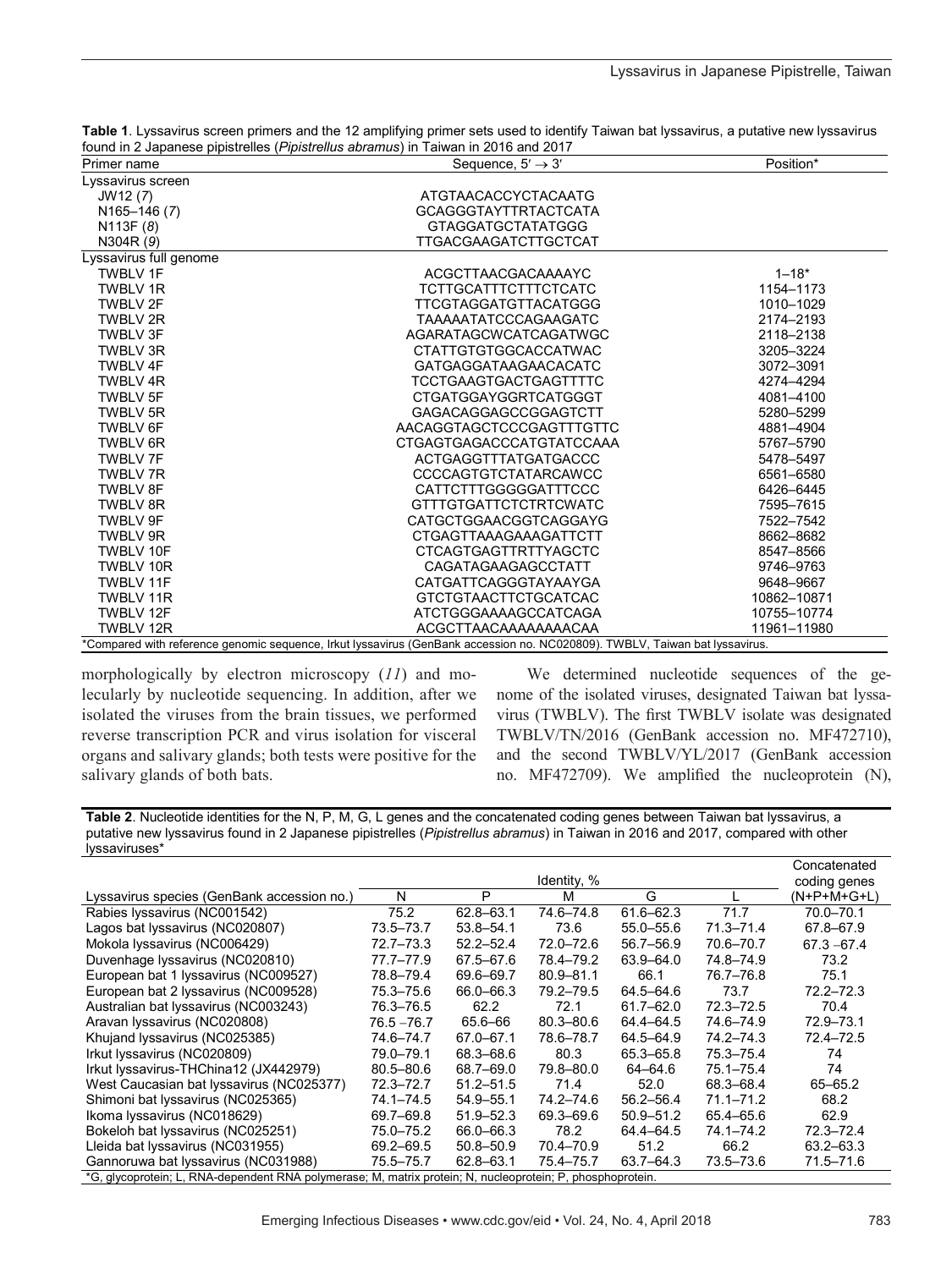**Table 1**. Lyssavirus screen primers and the 12 amplifying primer sets used to identify Taiwan bat lyssavirus, a putative new lyssavirus found in 2 Japanese pipistrelles (*Pipistrellus abramus*) in Taiwan in 2016 and 2017

| Primer name | Sequence, 5′ → 3′ | Position* |
|---|---|---|
| Lyssavirus screen | | |
| JW12 (7) | ATGTAACACCYCTACAATG | |
| N165–146 (7) | GCAGGGTAYTTRTACTCATA | |
| N113F (8) | GTAGGATGCTATATGGG | |
| N304R (9) | TTGACGAAGATCTTGCTCAT | |
| Lyssavirus full genome | | |
| TWBLV 1F | ACGCTTAACGACAAAAYC | 1–18* |
| TWBLV 1R | TCTTGCATTTCTTTCTCATC | 1154–1173 |
| TWBLV 2F | TTCGTAGGATGTTACATGGG | 1010–1029 |
| TWBLV 2R | TAAAAATATCCCAGAAGATC | 2174–2193 |
| TWBLV 3F | AGARATAGCWCATCAGATWGC | 2118–2138 |
| TWBLV 3R | CTATTGTGTGGCACCATWAC | 3205–3224 |
| TWBLV 4F | GATGAGGATAAGAACACATC | 3072–3091 |
| TWBLV 4R | TCCTGAAGTGACTGAGTTTTC | 4274–4294 |
| TWBLV 5F | CTGATGGAYGGRTCATGGGT | 4081–4100 |
| TWBLV 5R | GAGACAGGAGCCGGAGTCTT | 5280–5299 |
| TWBLV 6F | AACAGGTAGCTCCCGAGTTTGTTC | 4881–4904 |
| TWBLV 6R | CTGAGTGAGACCCATGTATCCAAA | 5767–5790 |
| TWBLV 7F | ACTGAGGTTTATGATGACCC | 5478–5497 |
| TWBLV 7R | CCCCAGTGTCTATARCAWCC | 6561–6580 |
| TWBLV 8F | CATTCTTTGGGGGATTTCCC | 6426–6445 |
| TWBLV 8R | GTTTGTGATTCTCTRTCWATC | 7595–7615 |
| TWBLV 9F | CATGCTGGAACGGTCAGGAYG | 7522–7542 |
| TWBLV 9R | CTGAGTTAAAGAAAGATTCTT | 8662–8682 |
| TWBLV 10F | CTCAGTGAGTTRTTYAGCTC | 8547–8566 |
| TWBLV 10R | CAGATAGAAGAGCCTATT | 9746–9763 |
| TWBLV 11F | CATGATTCAGGGTAYAAYGA | 9648–9667 |
| TWBLV 11R | GTCTGTAACTTCTGCATCAC | 10862–10871 |
| TWBLV 12F | ATCTGGGAAAAGCCATCAGA | 10755–10774 |
| TWBLV 12R | ACGCTTAACAAAAAAAACAA | 11961–11980 |

*Compared with reference genomic sequence, Irkut lyssavirus (GenBank accession no. NC020809). TWBLV, Taiwan bat lyssavirus.

morphologically by electron microscopy (*11*) and molecularly by nucleotide sequencing. In addition, after we isolated the viruses from the brain tissues, we performed reverse transcription PCR and virus isolation for visceral organs and salivary glands; both tests were positive for the salivary glands of both bats.

We determined nucleotide sequences of the genome of the isolated viruses, designated Taiwan bat lyssavirus (TWBLV). The first TWBLV isolate was designated TWBLV/TN/2016 (GenBank accession no. MF472710), and the second TWBLV/YL/2017 (GenBank accession no. MF472709). We amplified the nucleoprotein (N),

**Table 2**. Nucleotide identities for the N, P, M, G, L genes and the concatenated coding genes between Taiwan bat lyssavirus, a putative new lyssavirus found in 2 Japanese pipistrelles (*Pipistrellus abramus*) in Taiwan in 2016 and 2017, compared with other lyssaviruses*

| Lyssavirus species (GenBank accession no.) | Identity, % N | P | M | G | L | Concatenated coding genes (N+P+M+G+L) |
|---|---|---|---|---|---|---|
| Rabies lyssavirus (NC001542) | 75.2 | 62.8–63.1 | 74.6–74.8 | 61.6–62.3 | 71.7 | 70.0–70.1 |
| Lagos bat lyssavirus (NC020807) | 73.5–73.7 | 53.8–54.1 | 73.6 | 55.0–55.6 | 71.3–71.4 | 67.8–67.9 |
| Mokola lyssavirus (NC006429) | 72.7–73.3 | 52.2–52.4 | 72.0–72.6 | 56.7–56.9 | 70.6–70.7 | 67.3 –67.4 |
| Duvenhage lyssavirus (NC020810) | 77.7–77.9 | 67.5–67.6 | 78.4–79.2 | 63.9–64.0 | 74.8–74.9 | 73.2 |
| European bat 1 lyssavirus (NC009527) | 78.8–79.4 | 69.6–69.7 | 80.9–81.1 | 66.1 | 76.7–76.8 | 75.1 |
| European bat 2 lyssavirus (NC009528) | 75.3–75.6 | 66.0–66.3 | 79.2–79.5 | 64.5–64.6 | 73.7 | 72.2–72.3 |
| Australian bat lyssavirus (NC003243) | 76.3–76.5 | 62.2 | 72.1 | 61.7–62.0 | 72.3–72.5 | 70.4 |
| Aravan lyssavirus (NC020808) | 76.5 –76.7 | 65.6–66 | 80.3–80.6 | 64.4–64.5 | 74.6–74.9 | 72.9–73.1 |
| Khujand lyssavirus (NC025385) | 74.6–74.7 | 67.0–67.1 | 78.6–78.7 | 64.5–64.9 | 74.2–74.3 | 72.4–72.5 |
| Irkut lyssavirus (NC020809) | 79.0–79.1 | 68.3–68.6 | 80.3 | 65.3–65.8 | 75.3–75.4 | 74 |
| Irkut lyssavirus-THChina12 (JX442979) | 80.5–80.6 | 68.7–69.0 | 79.8–80.0 | 64–64.6 | 75.1–75.4 | 74 |
| West Caucasian bat lyssavirus (NC025377) | 72.3–72.7 | 51.2–51.5 | 71.4 | 52.0 | 68.3–68.4 | 65–65.2 |
| Shimoni bat lyssavirus (NC025365) | 74.1–74.5 | 54.9–55.1 | 74.2–74.6 | 56.2–56.4 | 71.1–71.2 | 68.2 |
| Ikoma lyssavirus (NC018629) | 69.7–69.8 | 51.9–52.3 | 69.3–69.6 | 50.9–51.2 | 65.4–65.6 | 62.9 |
| Bokeloh bat lyssavirus (NC025251) | 75.0–75.2 | 66.0–66.3 | 78.2 | 64.4–64.5 | 74.1–74.2 | 72.3–72.4 |
| Lleida bat lyssavirus (NC031955) | 69.2–69.5 | 50.8–50.9 | 70.4–70.9 | 51.2 | 66.2 | 63.2–63.3 |
| Gannoruwa bat lyssavirus (NC031988) | 75.5–75.7 | 62.8–63.1 | 75.4–75.7 | 63.7–64.3 | 73.5–73.6 | 71.5–71.6 |

*G, glycoprotein; L, RNA-dependent RNA polymerase; M, matrix protein; N, nucleoprotein; P, phosphoprotein.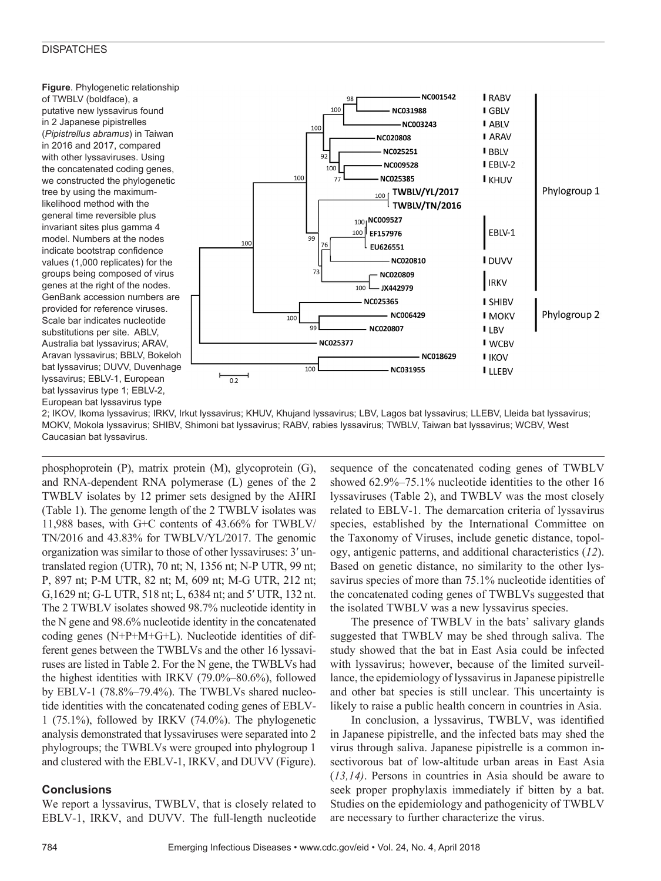**Figure**. Phylogenetic relationship of TWBLV (boldface), a putative new lyssavirus found in 2 Japanese pipistrelles (*Pipistrellus abramus*) in Taiwan in 2016 and 2017, compared with other lyssaviruses. Using the concatenated coding genes, we constructed the phylogenetic tree by using the maximum-likelihood method with the general time reversible plus invariant sites plus gamma 4 model. Numbers at the nodes indicate bootstrap confidence values (1,000 replicates) for the groups being composed of virus genes at the right of the nodes. GenBank accession numbers are provided for reference viruses. Scale bar indicates nucleotide substitutions per site. ABLV, Australia bat lyssavirus; ARAV, Aravan lyssavirus; BBLV, Bokeloh bat lyssavirus; DUVV, Duvenhage lyssavirus; EBLV-1, European bat lyssavirus type 1; EBLV-2, European bat lyssavirus type 2; IKOV, Ikoma lyssavirus; IRKV, Irkut lyssavirus; KHUV, Khujand lyssavirus; LBV, Lagos bat lyssavirus; LLEBV, Lleida bat lyssavirus; MOKV, Mokola lyssavirus; SHIBV, Shimoni bat lyssavirus; RABV, rabies lyssavirus; TWBLV, Taiwan bat lyssavirus; WCBV, West Caucasian bat lyssavirus.

phosphoprotein (P), matrix protein (M), glycoprotein (G), and RNA-dependent RNA polymerase (L) genes of the 2 TWBLV isolates by 12 primer sets designed by the AHRI (Table 1). The genome length of the 2 TWBLV isolates was 11,988 bases, with G+C contents of 43.66% for TWBLV/TN/2016 and 43.83% for TWBLV/YL/2017. The genomic organization was similar to those of other lyssaviruses: 3′ untranslated region (UTR), 70 nt; N, 1356 nt; N-P UTR, 99 nt; P, 897 nt; P-M UTR, 82 nt; M, 609 nt; M-G UTR, 212 nt; G,1629 nt; G-L UTR, 518 nt; L, 6384 nt; and 5′ UTR, 132 nt. The 2 TWBLV isolates showed 98.7% nucleotide identity in the N gene and 98.6% nucleotide identity in the concatenated coding genes (N+P+M+G+L). Nucleotide identities of different genes between the TWBLVs and the other 16 lyssaviruses are listed in Table 2. For the N gene, the TWBLVs had the highest identities with IRKV (79.0%–80.6%), followed by EBLV-1 (78.8%–79.4%). The TWBLVs shared nucleotide identities with the concatenated coding genes of EBLV-1 (75.1%), followed by IRKV (74.0%). The phylogenetic analysis demonstrated that lyssaviruses were separated into 2 phylogroups; the TWBLVs were grouped into phylogroup 1 and clustered with the EBLV-1, IRKV, and DUVV (Figure).

## Conclusions

We report a lyssavirus, TWBLV, that is closely related to EBLV-1, IRKV, and DUVV. The full-length nucleotide sequence of the concatenated coding genes of TWBLV showed 62.9%–75.1% nucleotide identities to the other 16 lyssaviruses (Table 2), and TWBLV was the most closely related to EBLV-1. The demarcation criteria of lyssavirus species, established by the International Committee on the Taxonomy of Viruses, include genetic distance, topology, antigenic patterns, and additional characteristics (*12*). Based on genetic distance, no similarity to the other lyssavirus species of more than 75.1% nucleotide identities of the concatenated coding genes of TWBLVs suggested that the isolated TWBLV was a new lyssavirus species.

The presence of TWBLV in the bats' salivary glands suggested that TWBLV may be shed through saliva. The study showed that the bat in East Asia could be infected with lyssavirus; however, because of the limited surveillance, the epidemiology of lyssavirus in Japanese pipistrelle and other bat species is still unclear. This uncertainty is likely to raise a public health concern in countries in Asia.

In conclusion, a lyssavirus, TWBLV, was identified in Japanese pipistrelle, and the infected bats may shed the virus through saliva. Japanese pipistrelle is a common insectivorous bat of low-altitude urban areas in East Asia (*13,14*). Persons in countries in Asia should be aware to seek proper prophylaxis immediately if bitten by a bat. Studies on the epidemiology and pathogenicity of TWBLV are necessary to further characterize the virus.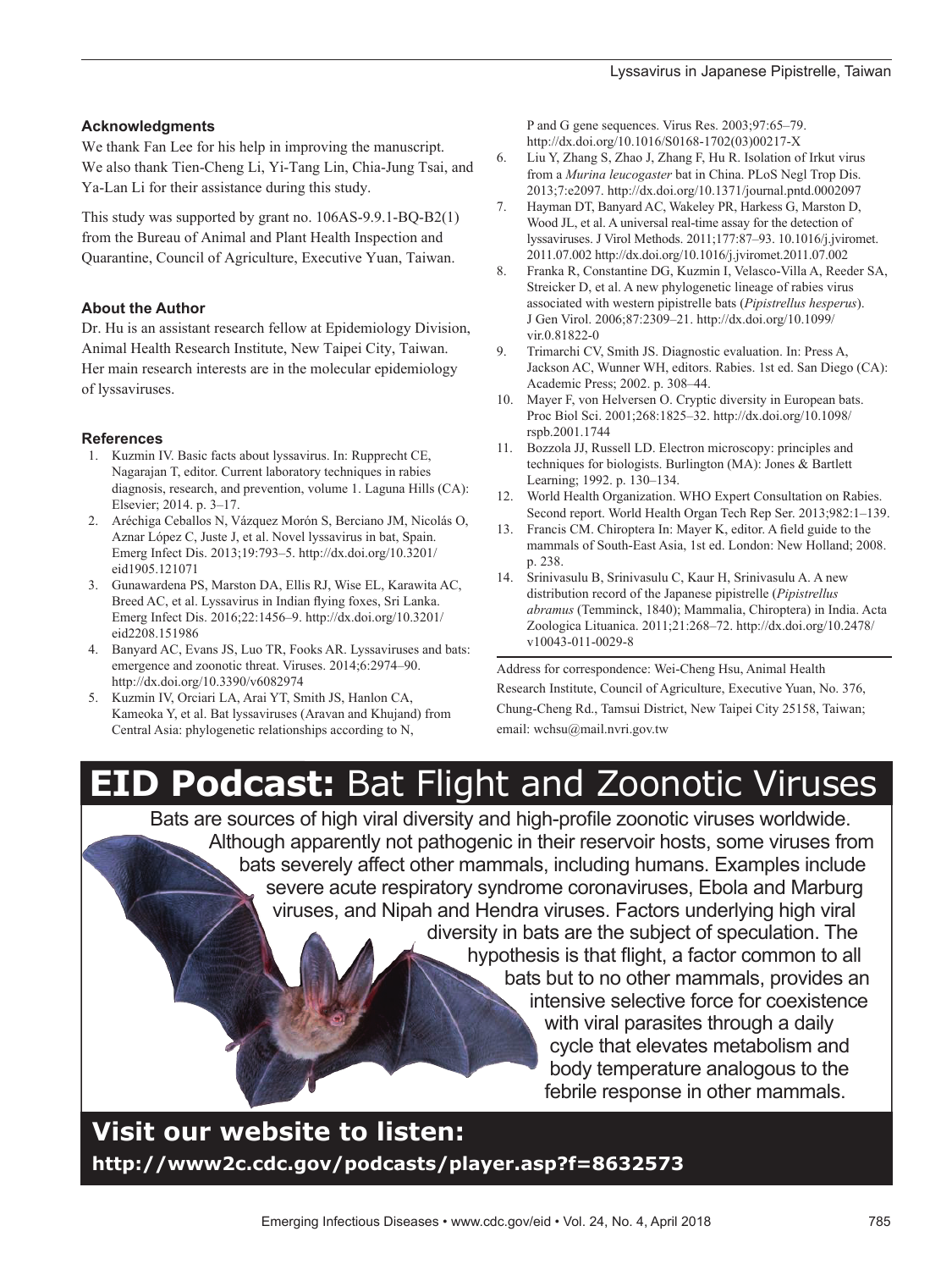## Acknowledgments

We thank Fan Lee for his help in improving the manuscript. We also thank Tien-Cheng Li, Yi-Tang Lin, Chia-Jung Tsai, and Ya-Lan Li for their assistance during this study.

This study was supported by grant no. 106AS-9.9.1-BQ-B2(1) from the Bureau of Animal and Plant Health Inspection and Quarantine, Council of Agriculture, Executive Yuan, Taiwan.

## About the Author

Dr. Hu is an assistant research fellow at Epidemiology Division, Animal Health Research Institute, New Taipei City, Taiwan. Her main research interests are in the molecular epidemiology of lyssaviruses.

## References

1. Kuzmin IV. Basic facts about lyssavirus. In: Rupprecht CE, Nagarajan T, editor. Current laboratory techniques in rabies diagnosis, research, and prevention, volume 1. Laguna Hills (CA): Elsevier; 2014. p. 3–17.
2. Aréchiga Ceballos N, Vázquez Morón S, Berciano JM, Nicolás O, Aznar López C, Juste J, et al. Novel lyssavirus in bat, Spain. Emerg Infect Dis. 2013;19:793–5. http://dx.doi.org/10.3201/eid1905.121071
3. Gunawardena PS, Marston DA, Ellis RJ, Wise EL, Karawita AC, Breed AC, et al. Lyssavirus in Indian flying foxes, Sri Lanka. Emerg Infect Dis. 2016;22:1456–9. http://dx.doi.org/10.3201/eid2208.151986
4. Banyard AC, Evans JS, Luo TR, Fooks AR. Lyssaviruses and bats: emergence and zoonotic threat. Viruses. 2014;6:2974–90. http://dx.doi.org/10.3390/v6082974
5. Kuzmin IV, Orciari LA, Arai YT, Smith JS, Hanlon CA, Kameoka Y, et al. Bat lyssaviruses (Aravan and Khujand) from Central Asia: phylogenetic relationships according to N, P and G gene sequences. Virus Res. 2003;97:65–79. http://dx.doi.org/10.1016/S0168-1702(03)00217-X
6. Liu Y, Zhang S, Zhao J, Zhang F, Hu R. Isolation of Irkut virus from a *Murina leucogaster* bat in China. PLoS Negl Trop Dis. 2013;7:e2097. http://dx.doi.org/10.1371/journal.pntd.0002097
7. Hayman DT, Banyard AC, Wakeley PR, Harkess G, Marston D, Wood JL, et al. A universal real-time assay for the detection of lyssaviruses. J Virol Methods. 2011;177:87–93. 10.1016/j.jviromet.2011.07.002 http://dx.doi.org/10.1016/j.jviromet.2011.07.002
8. Franka R, Constantine DG, Kuzmin I, Velasco-Villa A, Reeder SA, Streicker D, et al. A new phylogenetic lineage of rabies virus associated with western pipistrelle bats (*Pipistrellus hesperus*). J Gen Virol. 2006;87:2309–21. http://dx.doi.org/10.1099/vir.0.81822-0
9. Trimarchi CV, Smith JS. Diagnostic evaluation. In: Press A, Jackson AC, Wunner WH, editors. Rabies. 1st ed. San Diego (CA): Academic Press; 2002. p. 308–44.
10. Mayer F, von Helversen O. Cryptic diversity in European bats. Proc Biol Sci. 2001;268:1825–32. http://dx.doi.org/10.1098/rspb.2001.1744
11. Bozzola JJ, Russell LD. Electron microscopy: principles and techniques for biologists. Burlington (MA): Jones & Bartlett Learning; 1992. p. 130–134.
12. World Health Organization. WHO Expert Consultation on Rabies. Second report. World Health Organ Tech Rep Ser. 2013;982:1–139.
13. Francis CM. Chiroptera In: Mayer K, editor. A field guide to the mammals of South-East Asia, 1st ed. London: New Holland; 2008. p. 238.
14. Srinivasulu B, Srinivasulu C, Kaur H, Srinivasulu A. A new distribution record of the Japanese pipistrelle (*Pipistrellus abramus* (Temminck, 1840); Mammalia, Chiroptera) in India. Acta Zoologica Lituanica. 2011;21:268–72. http://dx.doi.org/10.2478/v10043-011-0029-8

Address for correspondence: Wei-Cheng Hsu, Animal Health Research Institute, Council of Agriculture, Executive Yuan, No. 376, Chung-Cheng Rd., Tamsui District, New Taipei City 25158, Taiwan; email: wchsu@mail.nvri.gov.tw

# **EID Podcast:** Bat Flight and Zoonotic Viruses

Bats are sources of high viral diversity and high-profile zoonotic viruses worldwide. Although apparently not pathogenic in their reservoir hosts, some viruses from bats severely affect other mammals, including humans. Examples include severe acute respiratory syndrome coronaviruses, Ebola and Marburg viruses, and Nipah and Hendra viruses. Factors underlying high viral diversity in bats are the subject of speculation. The hypothesis is that flight, a factor common to all bats but to no other mammals, provides an intensive selective force for coexistence with viral parasites through a daily cycle that elevates metabolism and body temperature analogous to the febrile response in other mammals.

**Visit our website to listen:**

**http://www2c.cdc.gov/podcasts/player.asp?f=8632573**